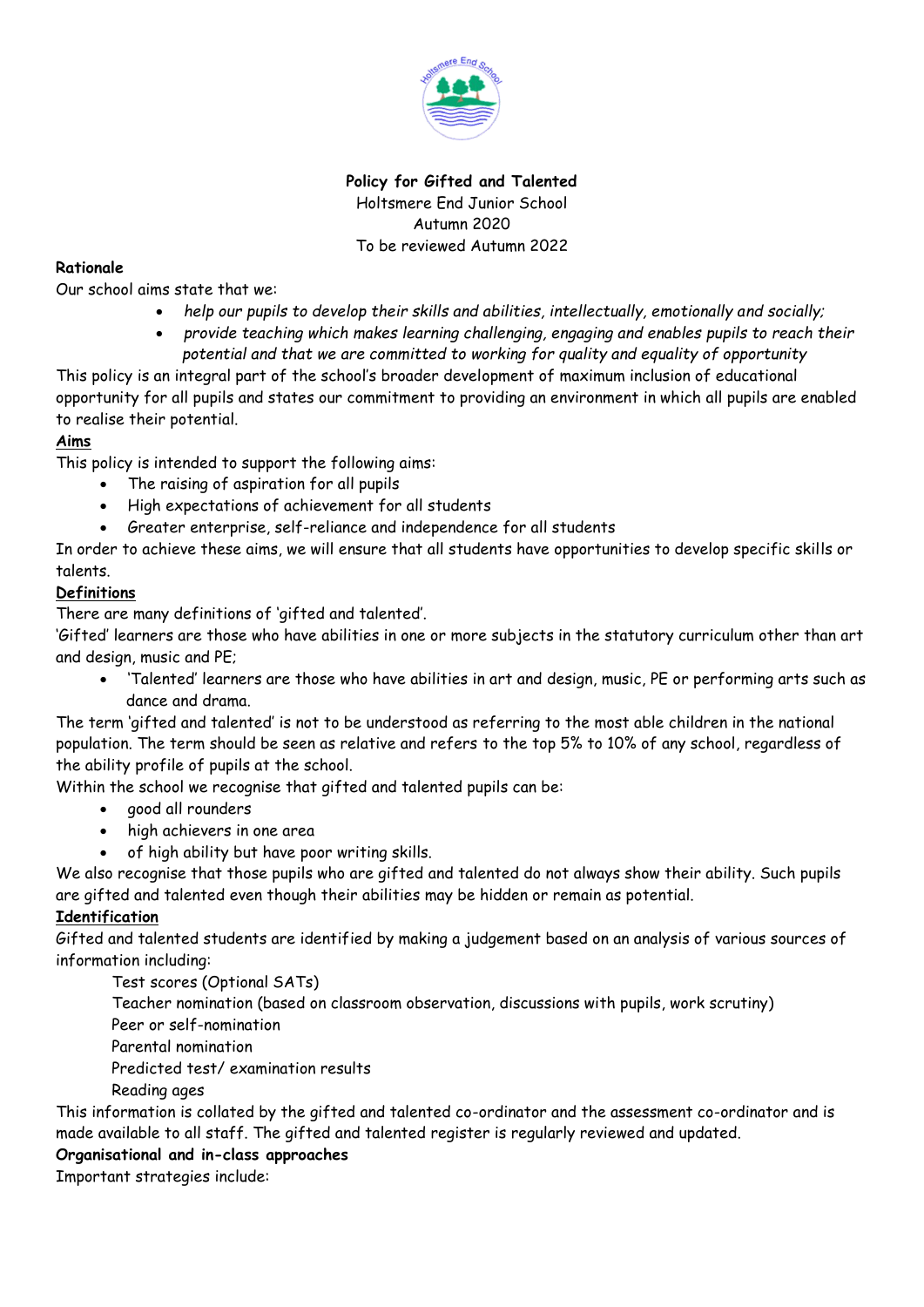**Policy for Gifted and Talented**
Holtsmere End Junior School
Autumn 2020
To be reviewed Autumn 2022

**Rationale**

Our school aims state that we:

- *help our pupils to develop their skills and abilities, intellectually, emotionally and socially;*
- *provide teaching which makes learning challenging, engaging and enables pupils to reach their potential and that we are committed to working for quality and equality of opportunity*

This policy is an integral part of the school's broader development of maximum inclusion of educational opportunity for all pupils and states our commitment to providing an environment in which all pupils are enabled to realise their potential.

**Aims**

This policy is intended to support the following aims:

- The raising of aspiration for all pupils
- High expectations of achievement for all students
- Greater enterprise, self-reliance and independence for all students

In order to achieve these aims, we will ensure that all students have opportunities to develop specific skills or talents.

**Definitions**

There are many definitions of 'gifted and talented'.

'Gifted' learners are those who have abilities in one or more subjects in the statutory curriculum other than art and design, music and PE;

- 'Talented' learners are those who have abilities in art and design, music, PE or performing arts such as dance and drama.

The term 'gifted and talented' is not to be understood as referring to the most able children in the national population. The term should be seen as relative and refers to the top 5% to 10% of any school, regardless of the ability profile of pupils at the school.

Within the school we recognise that gifted and talented pupils can be:

- good all rounders
- high achievers in one area
- of high ability but have poor writing skills.

We also recognise that those pupils who are gifted and talented do not always show their ability. Such pupils are gifted and talented even though their abilities may be hidden or remain as potential.

**Identification**

Gifted and talented students are identified by making a judgement based on an analysis of various sources of information including:

Test scores (Optional SATs)
Teacher nomination (based on classroom observation, discussions with pupils, work scrutiny)
Peer or self-nomination
Parental nomination
Predicted test/ examination results
Reading ages

This information is collated by the gifted and talented co-ordinator and the assessment co-ordinator and is made available to all staff. The gifted and talented register is regularly reviewed and updated.

**Organisational and in-class approaches**

Important strategies include: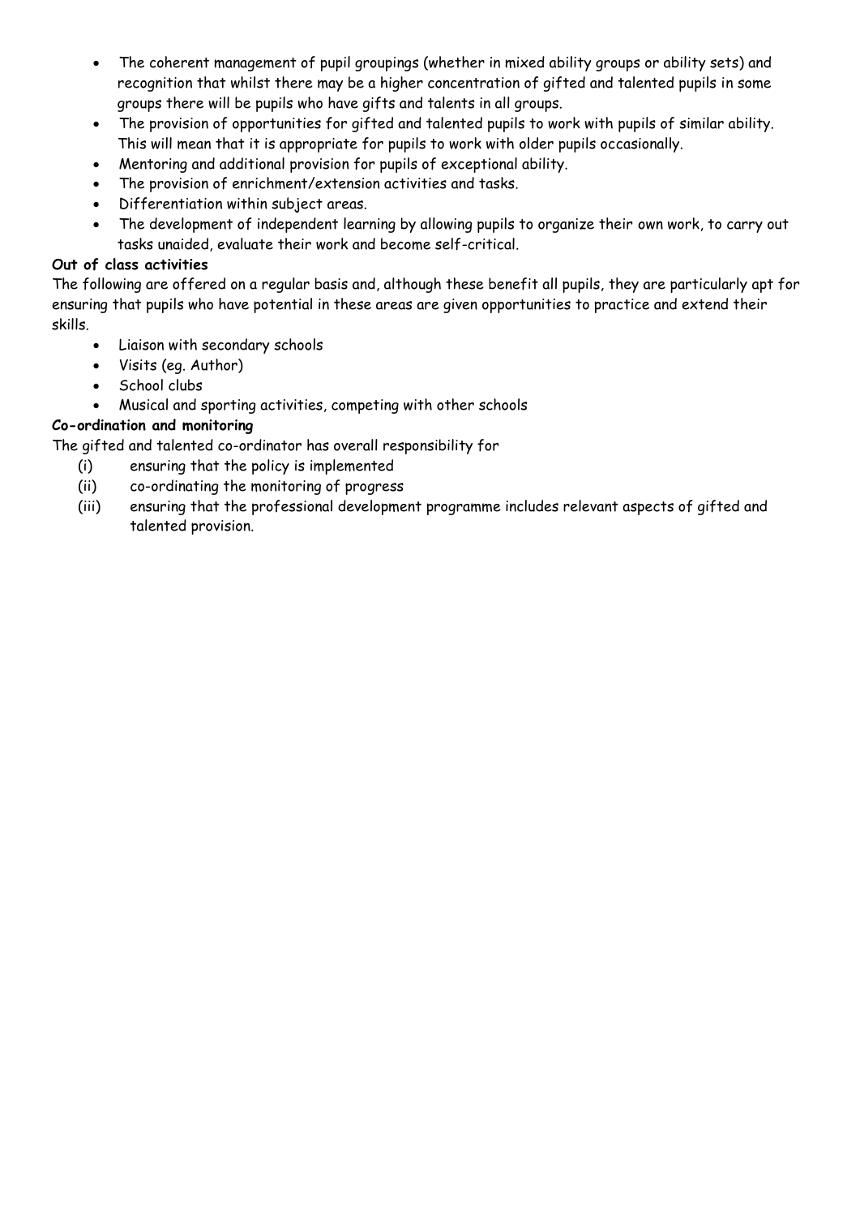- The coherent management of pupil groupings (whether in mixed ability groups or ability sets) and recognition that whilst there may be a higher concentration of gifted and talented pupils in some groups there will be pupils who have gifts and talents in all groups.
- The provision of opportunities for gifted and talented pupils to work with pupils of similar ability. This will mean that it is appropriate for pupils to work with older pupils occasionally.
- Mentoring and additional provision for pupils of exceptional ability.
- The provision of enrichment/extension activities and tasks.
- Differentiation within subject areas.
- The development of independent learning by allowing pupils to organize their own work, to carry out tasks unaided, evaluate their work and become self-critical.

**Out of class activities**

The following are offered on a regular basis and, although these benefit all pupils, they are particularly apt for ensuring that pupils who have potential in these areas are given opportunities to practice and extend their skills.

- Liaison with secondary schools
- Visits (eg. Author)
- School clubs
- Musical and sporting activities, competing with other schools

**Co-ordination and monitoring**

The gifted and talented co-ordinator has overall responsibility for

(i) ensuring that the policy is implemented

(ii) co-ordinating the monitoring of progress

(iii) ensuring that the professional development programme includes relevant aspects of gifted and talented provision.